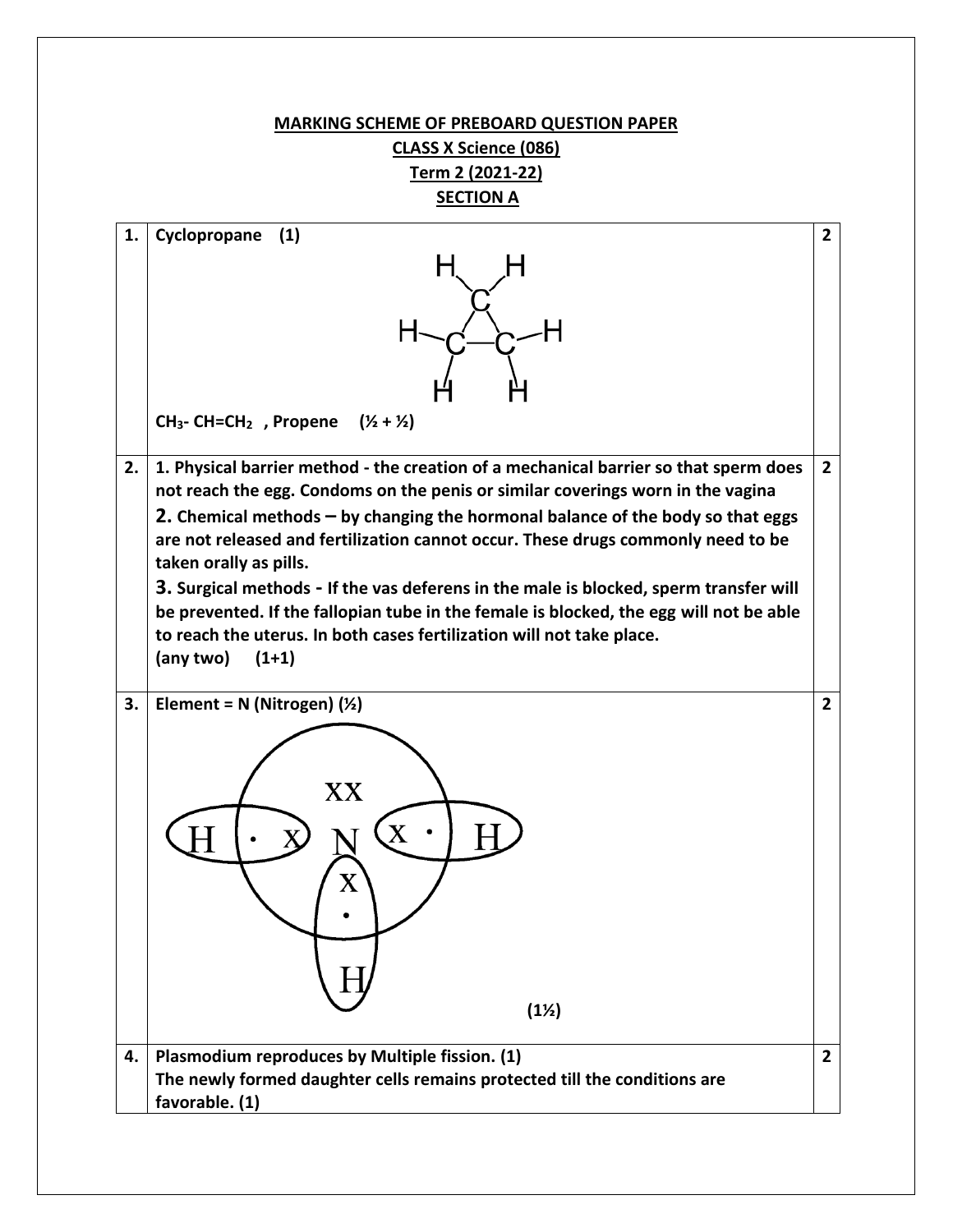# MARKING SCHEME OF PREBOARD QUESTION PAPER

## CLASS X Science (086)

## Term 2 (2021-22)

## SECTION A

| | | |
|---|---|---|
| **1.** | **Cyclopropane (1)**<br><br>**$CH_3$- CH=$CH_2$ , Propene (½ + ½)** | **2** |
| **2.** | **1. Physical barrier method - the creation of a mechanical barrier so that sperm does not reach the egg. Condoms on the penis or similar coverings worn in the vagina**<br>**2. Chemical methods – by changing the hormonal balance of the body so that eggs are not released and fertilization cannot occur. These drugs commonly need to be taken orally as pills.**<br>**3. Surgical methods - If the vas deferens in the male is blocked, sperm transfer will be prevented. If the fallopian tube in the female is blocked, the egg will not be able to reach the uterus. In both cases fertilization will not take place.**<br>**(any two) (1+1)** | **2** |
| **3.** | **Element = N (Nitrogen) (½)**<br><br>**(1½)** | **2** |
| **4.** | **Plasmodium reproduces by Multiple fission. (1)**<br>**The newly formed daughter cells remains protected till the conditions are favorable. (1)** | **2** |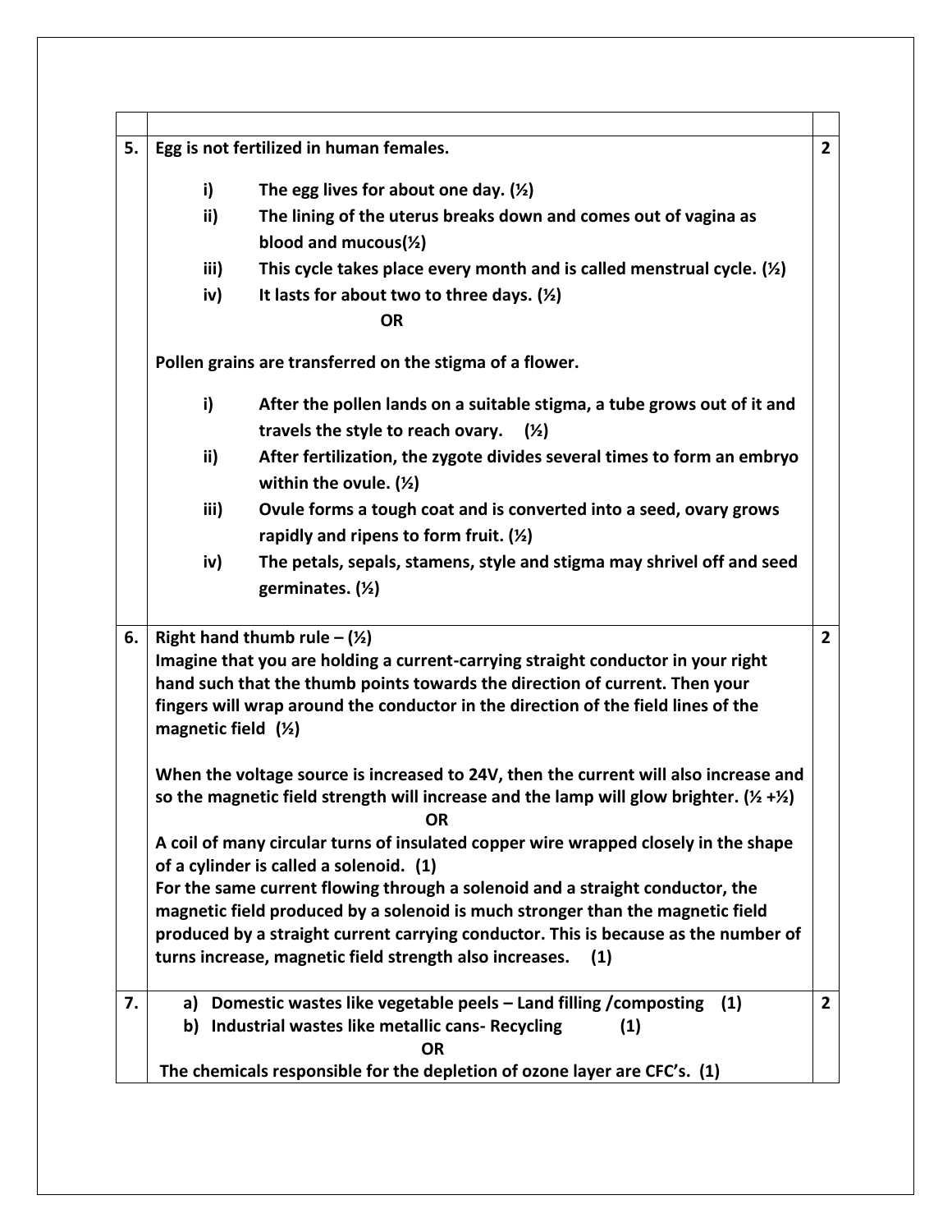| | | |
|---|---|---|
| **5.** | **Egg is not fertilized in human females.**<br><br>**i) The egg lives for about one day. (½)**<br>**ii) The lining of the uterus breaks down and comes out of vagina as blood and mucous(½)**<br>**iii) This cycle takes place every month and is called menstrual cycle. (½)**<br>**iv) It lasts for about two to three days. (½)**<br><br>**OR**<br><br>**Pollen grains are transferred on the stigma of a flower.**<br><br>**i) After the pollen lands on a suitable stigma, a tube grows out of it and travels the style to reach ovary. (½)**<br>**ii) After fertilization, the zygote divides several times to form an embryo within the ovule. (½)**<br>**iii) Ovule forms a tough coat and is converted into a seed, ovary grows rapidly and ripens to form fruit. (½)**<br>**iv) The petals, sepals, stamens, style and stigma may shrivel off and seed germinates. (½)** | **2** |
| **6.** | **Right hand thumb rule – (½)**<br>**Imagine that you are holding a current-carrying straight conductor in your right hand such that the thumb points towards the direction of current. Then your fingers will wrap around the conductor in the direction of the field lines of the magnetic field (½)**<br><br>**When the voltage source is increased to 24V, then the current will also increase and so the magnetic field strength will increase and the lamp will glow brighter. (½ +½)**<br><br>**OR**<br><br>**A coil of many circular turns of insulated copper wire wrapped closely in the shape of a cylinder is called a solenoid. (1)**<br>**For the same current flowing through a solenoid and a straight conductor, the magnetic field produced by a solenoid is much stronger than the magnetic field produced by a straight current carrying conductor. This is because as the number of turns increase, magnetic field strength also increases. (1)** | **2** |
| **7.** | **a) Domestic wastes like vegetable peels – Land filling /composting (1)**<br>**b) Industrial wastes like metallic cans- Recycling (1)**<br><br>**OR**<br><br>**The chemicals responsible for the depletion of ozone layer are CFC's. (1)** | **2** |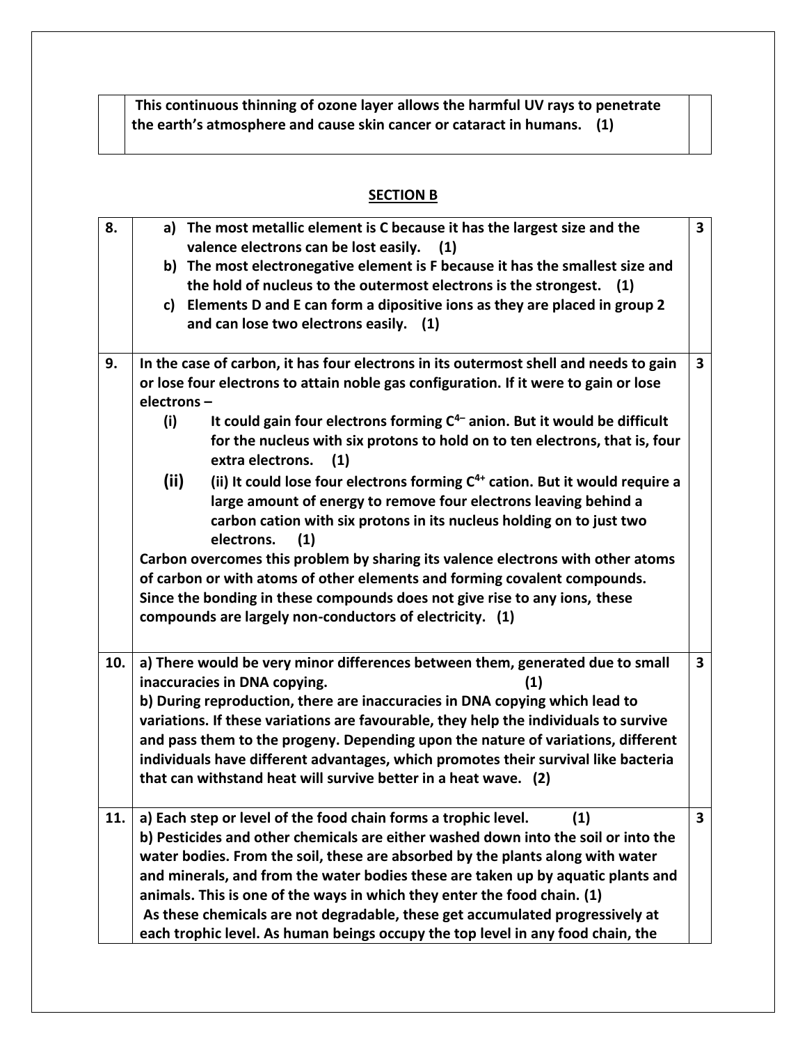| | This continuous thinning of ozone layer allows the harmful UV rays to penetrate the earth's atmosphere and cause skin cancer or cataract in humans. (1) | |
|---|---|---|

## SECTION B

| | | |
|---|---|---|
| **8.** | a) The most metallic element is C because it has the largest size and the valence electrons can be lost easily. (1)<br>b) The most electronegative element is F because it has the smallest size and the hold of nucleus to the outermost electrons is the strongest. (1)<br>c) Elements D and E can form a dipositive ions as they are placed in group 2 and can lose two electrons easily. (1) | **3** |
| **9.** | In the case of carbon, it has four electrons in its outermost shell and needs to gain or lose four electrons to attain noble gas configuration. If it were to gain or lose electrons –<br>(i) It could gain four electrons forming $C^{4-}$ anion. But it would be difficult for the nucleus with six protons to hold on to ten electrons, that is, four extra electrons. (1)<br>(ii) (ii) It could lose four electrons forming $C^{4+}$ cation. But it would require a large amount of energy to remove four electrons leaving behind a carbon cation with six protons in its nucleus holding on to just two electrons. (1)<br>Carbon overcomes this problem by sharing its valence electrons with other atoms of carbon or with atoms of other elements and forming covalent compounds. Since the bonding in these compounds does not give rise to any ions, these compounds are largely non-conductors of electricity. (1) | **3** |
| **10.** | a) There would be very minor differences between them, generated due to small inaccuracies in DNA copying. (1)<br>b) During reproduction, there are inaccuracies in DNA copying which lead to variations. If these variations are favourable, they help the individuals to survive and pass them to the progeny. Depending upon the nature of variations, different individuals have different advantages, which promotes their survival like bacteria that can withstand heat will survive better in a heat wave. (2) | **3** |
| **11.** | a) Each step or level of the food chain forms a trophic level. (1)<br>b) Pesticides and other chemicals are either washed down into the soil or into the water bodies. From the soil, these are absorbed by the plants along with water and minerals, and from the water bodies these are taken up by aquatic plants and animals. This is one of the ways in which they enter the food chain. (1)<br>As these chemicals are not degradable, these get accumulated progressively at each trophic level. As human beings occupy the top level in any food chain, the | **3** |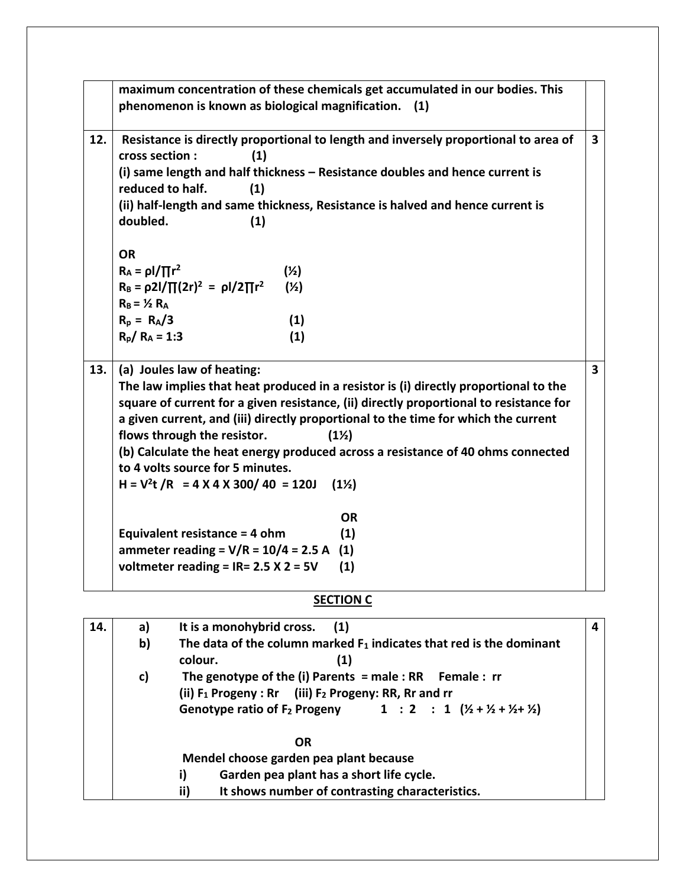| | | |
|---|---|---|
| | **maximum concentration of these chemicals get accumulated in our bodies. This phenomenon is known as biological magnification. (1)** | |
| **12.** | **Resistance is directly proportional to length and inversely proportional to area of cross section : (1)**<br>**(i) same length and half thickness – Resistance doubles and hence current is reduced to half. (1)**<br>**(ii) half-length and same thickness, Resistance is halved and hence current is doubled. (1)**<br><br>**OR**<br>$R_A = \rho l/\prod r^2$ **(½)**<br>$R_B = \rho 2l/\prod(2r)^2 = \rho l/2\prod r^2$ **(½)**<br>$R_B = ½ R_A$<br>$R_p = R_A/3$ **(1)**<br>$R_p/ R_A = 1:3$ **(1)** | **3** |
| **13.** | **(a) Joules law of heating:**<br>**The law implies that heat produced in a resistor is (i) directly proportional to the square of current for a given resistance, (ii) directly proportional to resistance for a given current, and (iii) directly proportional to the time for which the current flows through the resistor. (1½)**<br>**(b) Calculate the heat energy produced across a resistance of 40 ohms connected to 4 volts source for 5 minutes.**<br>$H = V^2t /R = 4 \times 4 \times 300/ 40 = 120J$ **(1½)**<br><br>**OR**<br>**Equivalent resistance = 4 ohm (1)**<br>**ammeter reading = V/R = 10/4 = 2.5 A (1)**<br>**voltmeter reading = IR= 2.5 X 2 = 5V (1)** | **3** |

## SECTION C

| | | |
|---|---|---|
| **14.** | **a) It is a monohybrid cross. (1)**<br>**b) The data of the column marked $F_1$ indicates that red is the dominant colour. (1)**<br>**c) The genotype of the (i) Parents = male : RR Female : rr**<br>**(ii) $F_1$ Progeny : Rr (iii) $F_2$ Progeny: RR, Rr and rr**<br>**Genotype ratio of $F_2$ Progeny 1 : 2 : 1 (½ + ½ + ½+ ½)**<br><br>**OR**<br>**Mendel choose garden pea plant because**<br>**i) Garden pea plant has a short life cycle.**<br>**ii) It shows number of contrasting characteristics.** | **4** |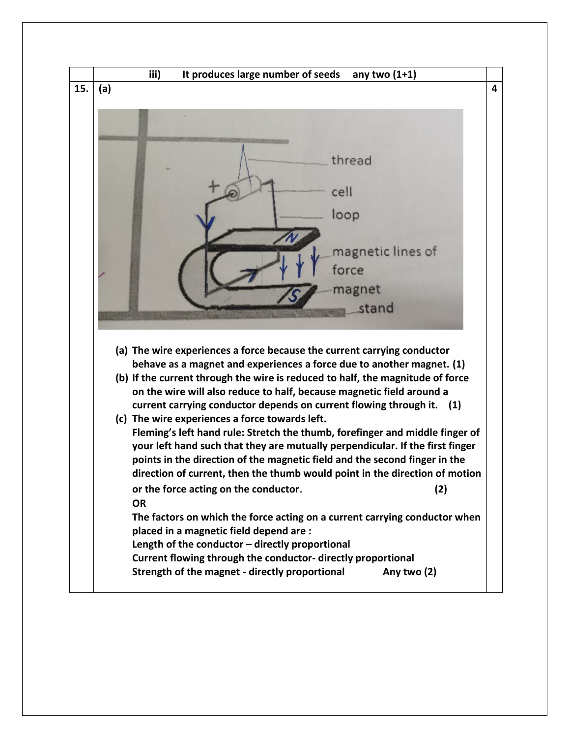| | | |
|---|---|---|
| | **iii) It produces large number of seeds any two (1+1)** | |
| **15.** | **(a)** | **4** |

thread

cell

loop

N

magnetic lines of force

magnet

S

stand

**(a) The wire experiences a force because the current carrying conductor behave as a magnet and experiences a force due to another magnet. (1)**

**(b) If the current through the wire is reduced to half, the magnitude of force on the wire will also reduce to half, because magnetic field around a current carrying conductor depends on current flowing through it. (1)**

**(c) The wire experiences a force towards left.**
**Fleming's left hand rule: Stretch the thumb, forefinger and middle finger of your left hand such that they are mutually perpendicular. If the first finger points in the direction of the magnetic field and the second finger in the direction of current, then the thumb would point in the direction of motion or the force acting on the conductor. (2)**

**OR**

**The factors on which the force acting on a current carrying conductor when placed in a magnetic field depend are :**
**Length of the conductor – directly proportional**
**Current flowing through the conductor- directly proportional**
**Strength of the magnet - directly proportional Any two (2)**